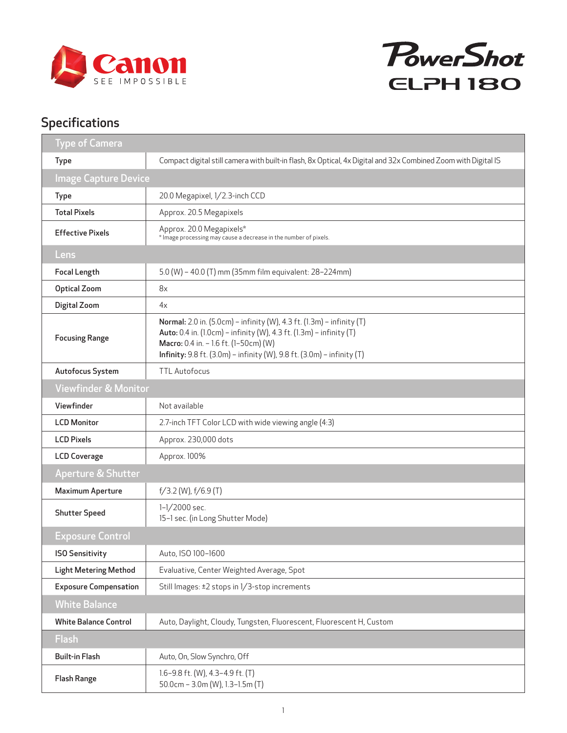Canon SEE IMPOSSIBLE

PowerShot ELPH 180

## Specifications

| Type of Camera | |
|---|---|
| Type | Compact digital still camera with built-in flash, 8x Optical, 4x Digital and 32x Combined Zoom with Digital IS |
| **Image Capture Device** | |
| Type | 20.0 Megapixel, 1/2.3-inch CCD |
| Total Pixels | Approx. 20.5 Megapixels |
| Effective Pixels | Approx. 20.0 Megapixels* <br> * Image processing may cause a decrease in the number of pixels. |
| **Lens** | |
| Focal Length | 5.0 (W) – 40.0 (T) mm (35mm film equivalent: 28–224mm) |
| Optical Zoom | 8x |
| Digital Zoom | 4x |
| Focusing Range | **Normal:** 2.0 in. (5.0cm) – infinity (W), 4.3 ft. (1.3m) – infinity (T) <br> **Auto:** 0.4 in. (1.0cm) – infinity (W), 4.3 ft. (1.3m) – infinity (T) <br> **Macro:** 0.4 in. – 1.6 ft. (1–50cm) (W) <br> **Infinity:** 9.8 ft. (3.0m) – infinity (W), 9.8 ft. (3.0m) – infinity (T) |
| Autofocus System | TTL Autofocus |
| **Viewfinder & Monitor** | |
| Viewfinder | Not available |
| LCD Monitor | 2.7-inch TFT Color LCD with wide viewing angle (4:3) |
| LCD Pixels | Approx. 230,000 dots |
| LCD Coverage | Approx. 100% |
| **Aperture & Shutter** | |
| Maximum Aperture | f/3.2 (W), f/6.9 (T) |
| Shutter Speed | 1–1/2000 sec. <br> 15–1 sec. (in Long Shutter Mode) |
| **Exposure Control** | |
| ISO Sensitivity | Auto, ISO 100–1600 |
| Light Metering Method | Evaluative, Center Weighted Average, Spot |
| Exposure Compensation | Still Images: ±2 stops in 1/3-stop increments |
| **White Balance** | |
| White Balance Control | Auto, Daylight, Cloudy, Tungsten, Fluorescent, Fluorescent H, Custom |
| **Flash** | |
| Built-in Flash | Auto, On, Slow Synchro, Off |
| Flash Range | 1.6–9.8 ft. (W), 4.3–4.9 ft. (T) <br> 50.0cm – 3.0m (W), 1.3–1.5m (T) |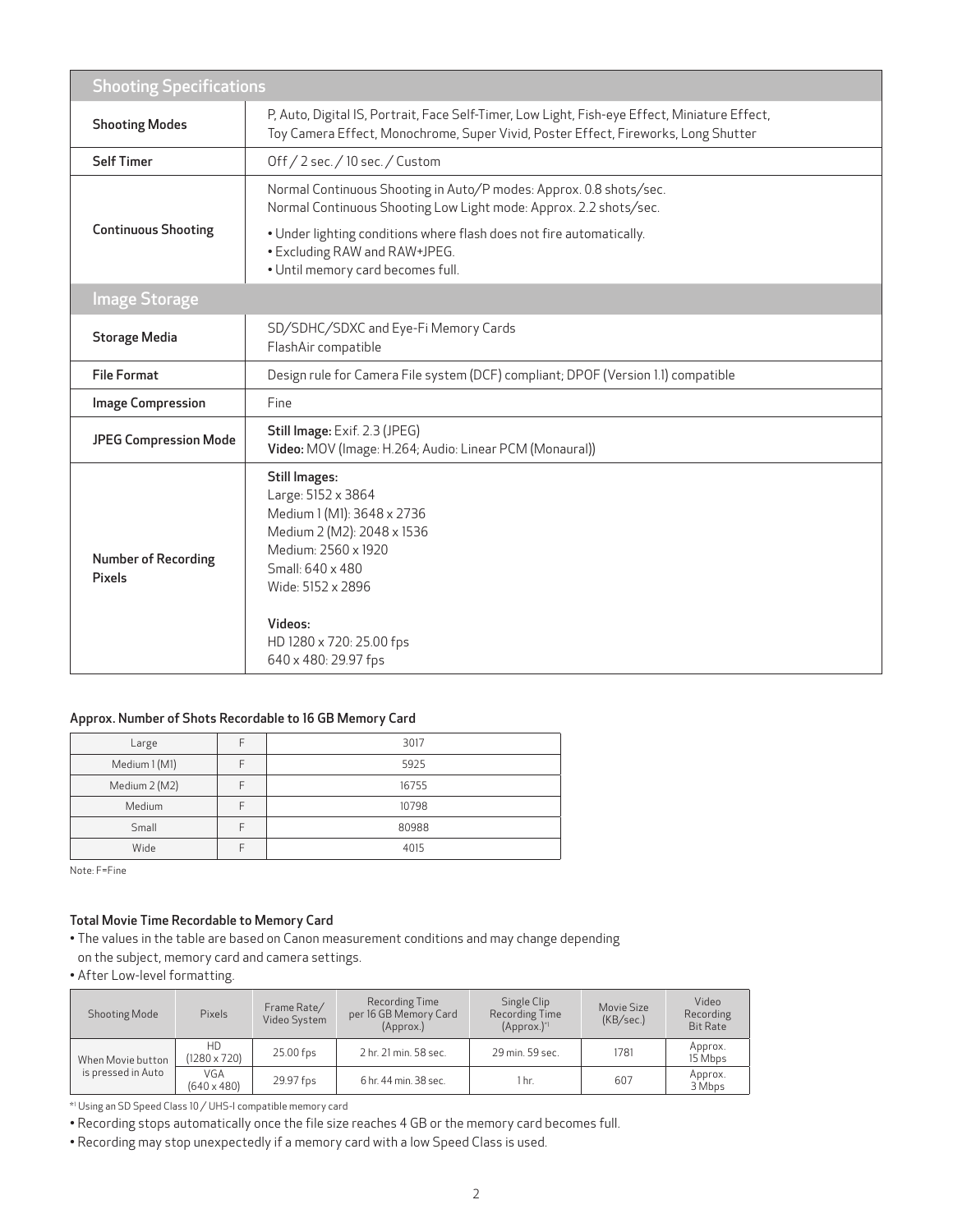## Shooting Specifications

| | |
|---|---|
| **Shooting Modes** | P, Auto, Digital IS, Portrait, Face Self-Timer, Low Light, Fish-eye Effect, Miniature Effect, Toy Camera Effect, Monochrome, Super Vivid, Poster Effect, Fireworks, Long Shutter |
| **Self Timer** | Off / 2 sec. / 10 sec. / Custom |
| **Continuous Shooting** | Normal Continuous Shooting in Auto/P modes: Approx. 0.8 shots/sec.<br>Normal Continuous Shooting Low Light mode: Approx. 2.2 shots/sec.<br>• Under lighting conditions where flash does not fire automatically.<br>• Excluding RAW and RAW+JPEG.<br>• Until memory card becomes full. |

## Image Storage

| | |
|---|---|
| **Storage Media** | SD/SDHC/SDXC and Eye-Fi Memory Cards<br>FlashAir compatible |
| **File Format** | Design rule for Camera File system (DCF) compliant; DPOF (Version 1.1) compatible |
| **Image Compression** | Fine |
| **JPEG Compression Mode** | **Still Image:** Exif. 2.3 (JPEG)<br>**Video:** MOV (Image: H.264; Audio: Linear PCM (Monaural)) |
| **Number of Recording Pixels** | **Still Images:**<br>Large: 5152 x 3864<br>Medium 1 (M1): 3648 x 2736<br>Medium 2 (M2): 2048 x 1536<br>Medium: 2560 x 1920<br>Small: 640 x 480<br>Wide: 5152 x 2896<br><br>**Videos:**<br>HD 1280 x 720: 25.00 fps<br>640 x 480: 29.97 fps |

### Approx. Number of Shots Recordable to 16 GB Memory Card

| | | |
|---|---|---|
| Large | F | 3017 |
| Medium 1 (M1) | F | 5925 |
| Medium 2 (M2) | F | 16755 |
| Medium | F | 10798 |
| Small | F | 80988 |
| Wide | F | 4015 |

Note: F=Fine

### Total Movie Time Recordable to Memory Card

- The values in the table are based on Canon measurement conditions and may change depending on the subject, memory card and camera settings.
- After Low-level formatting.

| Shooting Mode | Pixels | Frame Rate/ Video System | Recording Time per 16 GB Memory Card (Approx.) | Single Clip Recording Time (Approx.)*1 | Movie Size (KB/sec.) | Video Recording Bit Rate |
|---|---|---|---|---|---|---|
| When Movie button is pressed in Auto | HD (1280 x 720) | 25.00 fps | 2 hr. 21 min. 58 sec. | 29 min. 59 sec. | 1781 | Approx. 15 Mbps |
| | VGA (640 x 480) | 29.97 fps | 6 hr. 44 min. 38 sec. | 1 hr. | 607 | Approx. 3 Mbps |

*1 Using an SD Speed Class 10 / UHS-I compatible memory card

- Recording stops automatically once the file size reaches 4 GB or the memory card becomes full.
- Recording may stop unexpectedly if a memory card with a low Speed Class is used.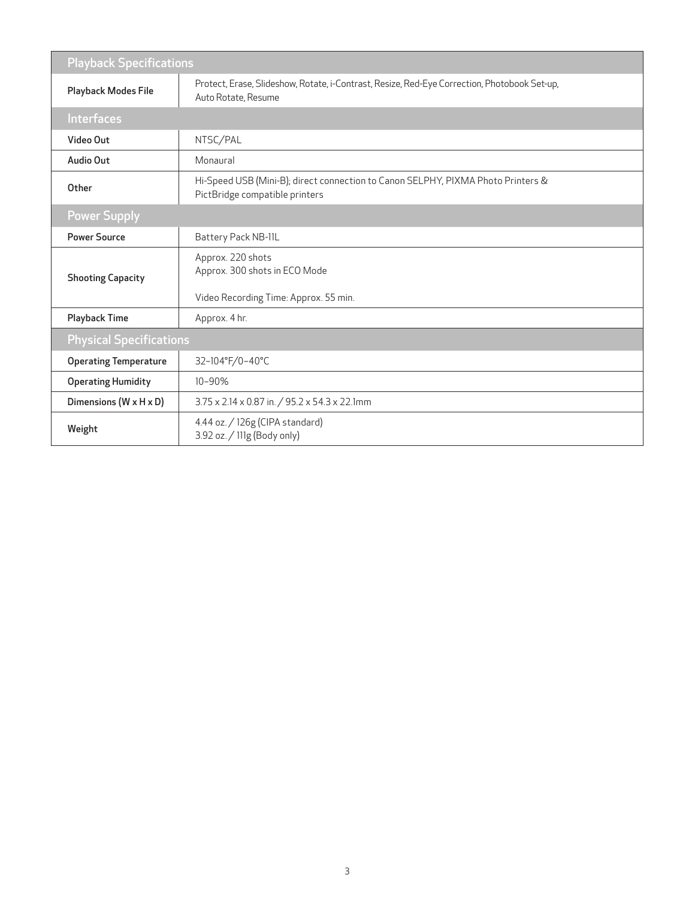| Playback Specifications | |
|---|---|
| Playback Modes File | Protect, Erase, Slideshow, Rotate, i-Contrast, Resize, Red-Eye Correction, Photobook Set-up, Auto Rotate, Resume |
| **Interfaces** | |
| Video Out | NTSC/PAL |
| Audio Out | Monaural |
| Other | Hi-Speed USB (Mini-B); direct connection to Canon SELPHY, PIXMA Photo Printers & PictBridge compatible printers |
| **Power Supply** | |
| Power Source | Battery Pack NB-11L |
| Shooting Capacity | Approx. 220 shots<br>Approx. 300 shots in ECO Mode<br><br>Video Recording Time: Approx. 55 min. |
| Playback Time | Approx. 4 hr. |
| **Physical Specifications** | |
| Operating Temperature | 32–104°F/0–40°C |
| Operating Humidity | 10–90% |
| Dimensions (W x H x D) | 3.75 x 2.14 x 0.87 in. / 95.2 x 54.3 x 22.1mm |
| Weight | 4.44 oz. / 126g (CIPA standard)<br>3.92 oz. / 111g (Body only) |